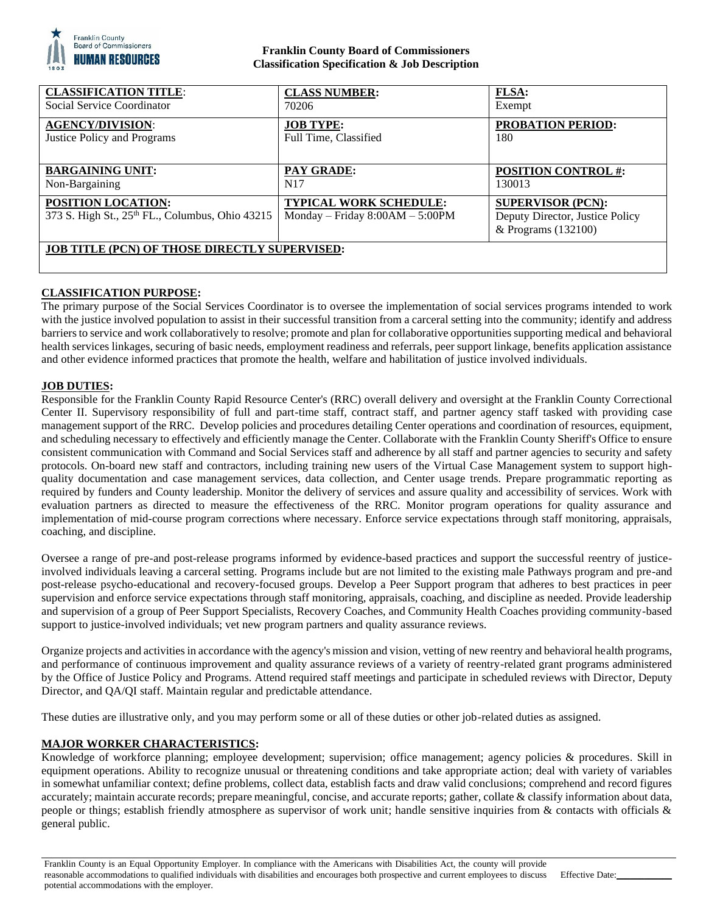**Franklin County Board of Commissioners**
**Classification Specification & Job Description**

| **CLASSIFICATION TITLE**: Social Service Coordinator | **CLASS NUMBER:** 70206 | **FLSA:** Exempt |
|---|---|---|
| **AGENCY/DIVISION**: Justice Policy and Programs | **JOB TYPE:** Full Time, Classified | **PROBATION PERIOD:** 180 |
| **BARGAINING UNIT:** Non-Bargaining | **PAY GRADE:** N17 | **POSITION CONTROL #:** 130013 |
| **POSITION LOCATION:** 373 S. High St., 25th FL., Columbus, Ohio 43215 | **TYPICAL WORK SCHEDULE:** Monday – Friday 8:00AM – 5:00PM | **SUPERVISOR (PCN):** Deputy Director, Justice Policy & Programs (132100) |
| **JOB TITLE (PCN) OF THOSE DIRECTLY SUPERVISED:** | | |

## CLASSIFICATION PURPOSE:

The primary purpose of the Social Services Coordinator is to oversee the implementation of social services programs intended to work with the justice involved population to assist in their successful transition from a carceral setting into the community; identify and address barriers to service and work collaboratively to resolve; promote and plan for collaborative opportunities supporting medical and behavioral health services linkages, securing of basic needs, employment readiness and referrals, peer support linkage, benefits application assistance and other evidence informed practices that promote the health, welfare and habilitation of justice involved individuals.

## JOB DUTIES:

Responsible for the Franklin County Rapid Resource Center's (RRC) overall delivery and oversight at the Franklin County Correctional Center II. Supervisory responsibility of full and part-time staff, contract staff, and partner agency staff tasked with providing case management support of the RRC. Develop policies and procedures detailing Center operations and coordination of resources, equipment, and scheduling necessary to effectively and efficiently manage the Center. Collaborate with the Franklin County Sheriff's Office to ensure consistent communication with Command and Social Services staff and adherence by all staff and partner agencies to security and safety protocols. On-board new staff and contractors, including training new users of the Virtual Case Management system to support high-quality documentation and case management services, data collection, and Center usage trends. Prepare programmatic reporting as required by funders and County leadership. Monitor the delivery of services and assure quality and accessibility of services. Work with evaluation partners as directed to measure the effectiveness of the RRC. Monitor program operations for quality assurance and implementation of mid-course program corrections where necessary. Enforce service expectations through staff monitoring, appraisals, coaching, and discipline.

Oversee a range of pre-and post-release programs informed by evidence-based practices and support the successful reentry of justice-involved individuals leaving a carceral setting. Programs include but are not limited to the existing male Pathways program and pre-and post-release psycho-educational and recovery-focused groups. Develop a Peer Support program that adheres to best practices in peer supervision and enforce service expectations through staff monitoring, appraisals, coaching, and discipline as needed. Provide leadership and supervision of a group of Peer Support Specialists, Recovery Coaches, and Community Health Coaches providing community-based support to justice-involved individuals; vet new program partners and quality assurance reviews.

Organize projects and activities in accordance with the agency's mission and vision, vetting of new reentry and behavioral health programs, and performance of continuous improvement and quality assurance reviews of a variety of reentry-related grant programs administered by the Office of Justice Policy and Programs. Attend required staff meetings and participate in scheduled reviews with Director, Deputy Director, and QA/QI staff. Maintain regular and predictable attendance.

These duties are illustrative only, and you may perform some or all of these duties or other job-related duties as assigned.

## MAJOR WORKER CHARACTERISTICS:

Knowledge of workforce planning; employee development; supervision; office management; agency policies & procedures. Skill in equipment operations. Ability to recognize unusual or threatening conditions and take appropriate action; deal with variety of variables in somewhat unfamiliar context; define problems, collect data, establish facts and draw valid conclusions; comprehend and record figures accurately; maintain accurate records; prepare meaningful, concise, and accurate reports; gather, collate & classify information about data, people or things; establish friendly atmosphere as supervisor of work unit; handle sensitive inquiries from & contacts with officials & general public.

Franklin County is an Equal Opportunity Employer. In compliance with the Americans with Disabilities Act, the county will provide reasonable accommodations to qualified individuals with disabilities and encourages both prospective and current employees to discuss potential accommodations with the employer. Effective Date:\_\_\_\_\_\_\_\_\_\_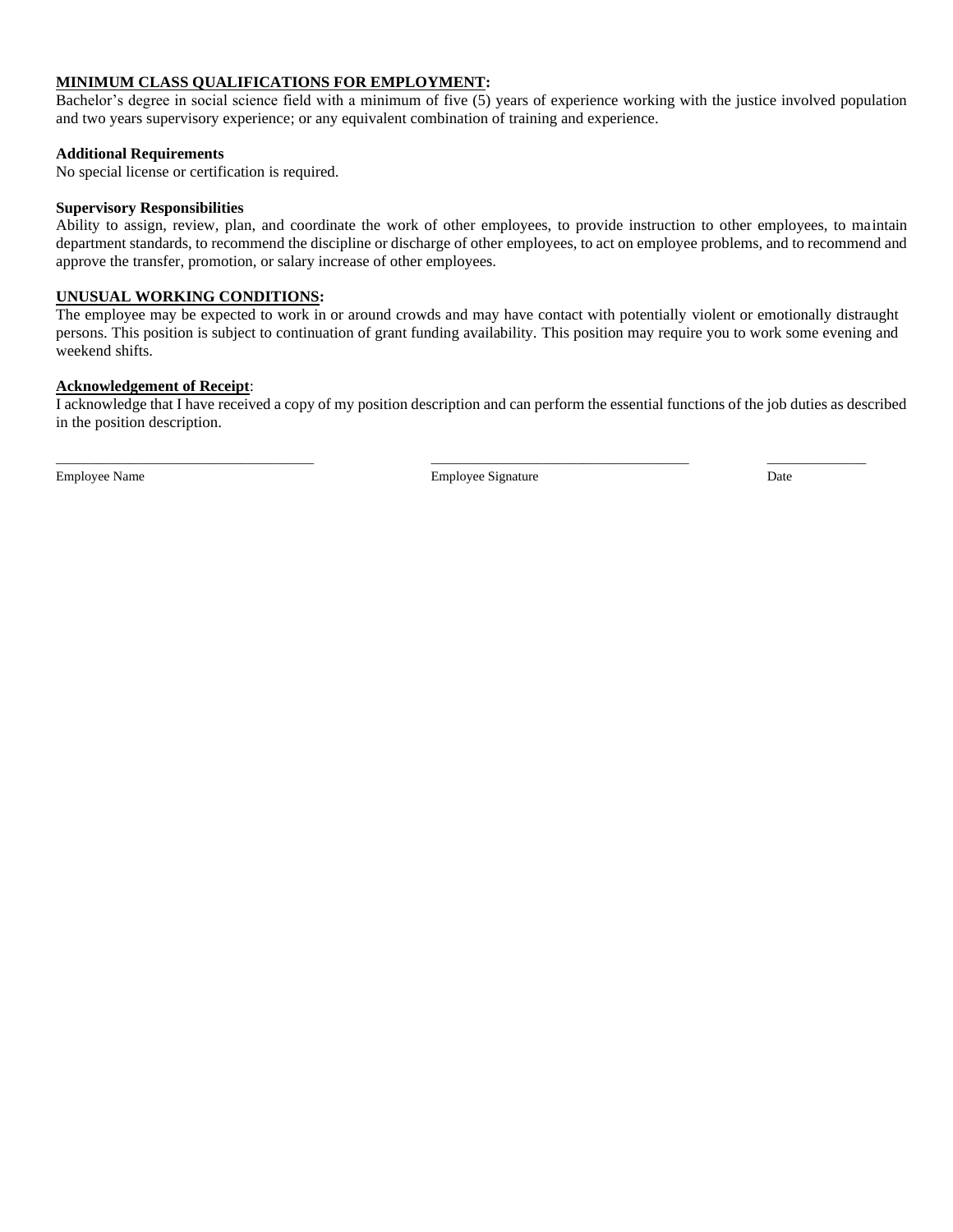**MINIMUM CLASS QUALIFICATIONS FOR EMPLOYMENT:**

Bachelor's degree in social science field with a minimum of five (5) years of experience working with the justice involved population and two years supervisory experience; or any equivalent combination of training and experience.

**Additional Requirements**

No special license or certification is required.

**Supervisory Responsibilities**

Ability to assign, review, plan, and coordinate the work of other employees, to provide instruction to other employees, to maintain department standards, to recommend the discipline or discharge of other employees, to act on employee problems, and to recommend and approve the transfer, promotion, or salary increase of other employees.

**UNUSUAL WORKING CONDITIONS:**

The employee may be expected to work in or around crowds and may have contact with potentially violent or emotionally distraught persons. This position is subject to continuation of grant funding availability. This position may require you to work some evening and weekend shifts.

**Acknowledgement of Receipt**:

I acknowledge that I have received a copy of my position description and can perform the essential functions of the job duties as described in the position description.

| | | |
|---|---|---|
| ______________________________ | ______________________________ | ____________ |
| Employee Name | Employee Signature | Date |